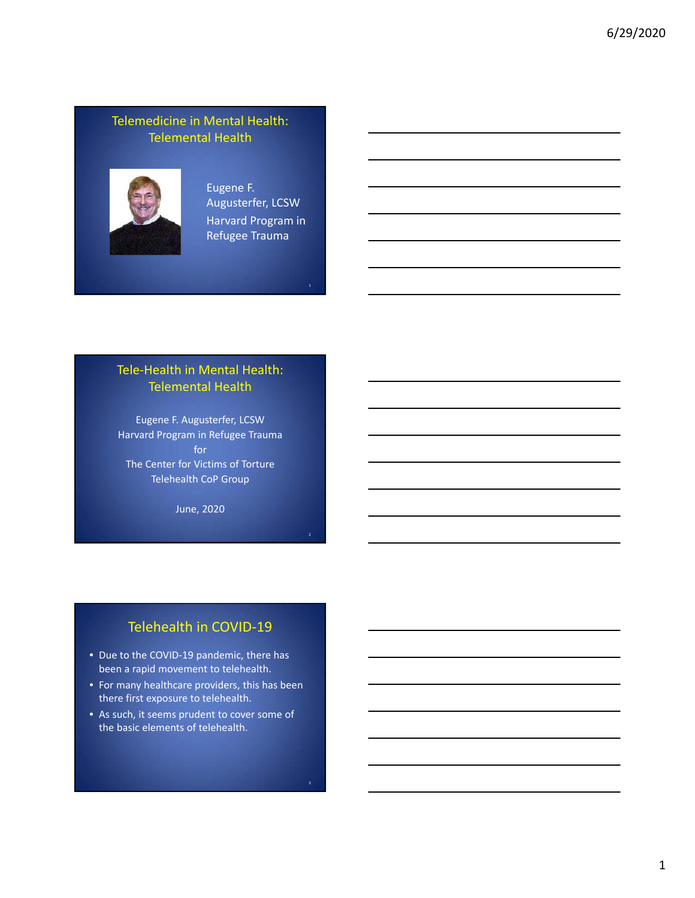## Telemedicine in Mental Health: Telemental Health

Eugene F. Augusterfer, LCSW
Harvard Program in Refugee Trauma

## Tele-Health in Mental Health: Telemental Health

Eugene F. Augusterfer, LCSW
Harvard Program in Refugee Trauma
for
The Center for Victims of Torture
Telehealth CoP Group

June, 2020

## Telehealth in COVID-19

- Due to the COVID-19 pandemic, there has been a rapid movement to telehealth.
- For many healthcare providers, this has been there first exposure to telehealth.
- As such, it seems prudent to cover some of the basic elements of telehealth.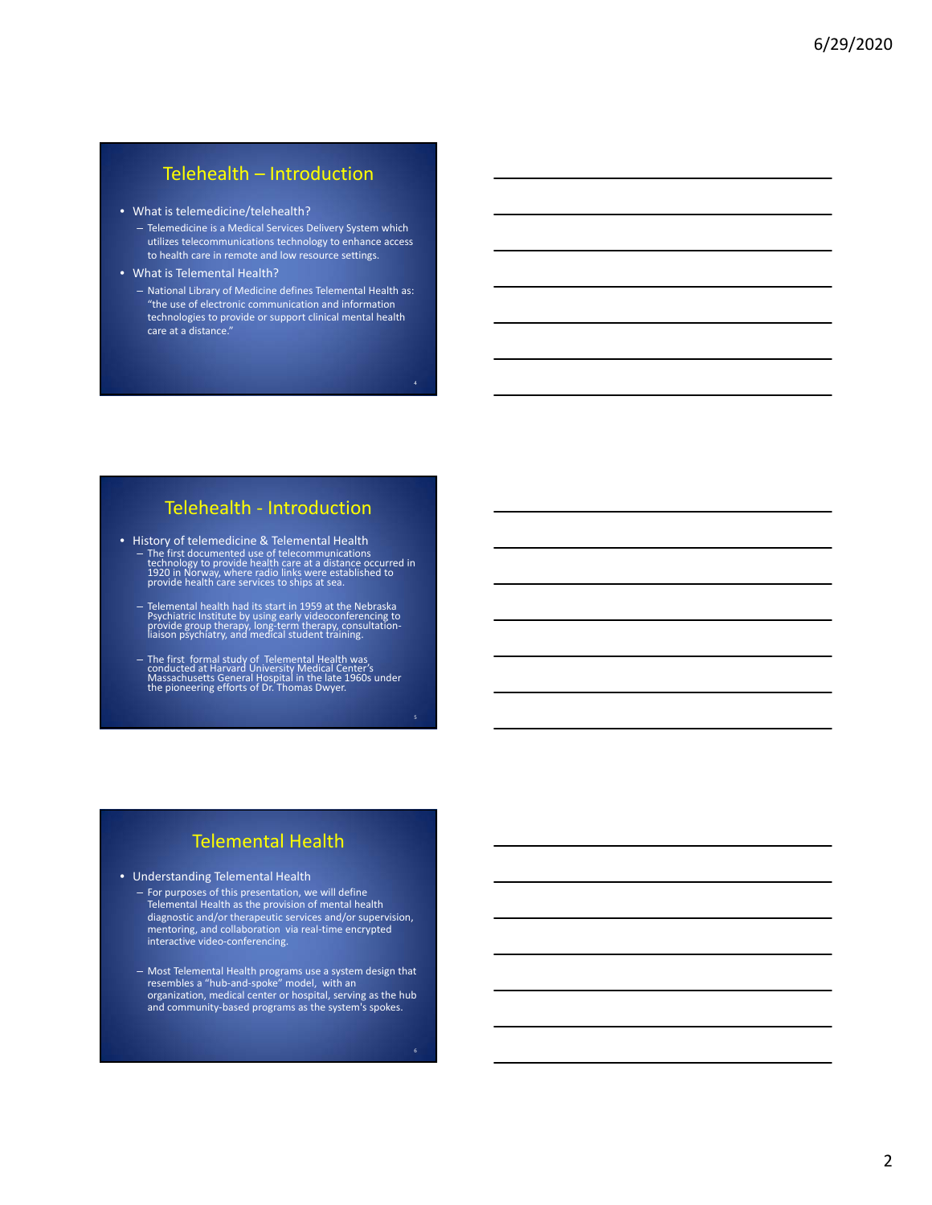## Telehealth – Introduction

- What is telemedicine/telehealth?
  - Telemedicine is a Medical Services Delivery System which utilizes telecommunications technology to enhance access to health care in remote and low resource settings.
- What is Telemental Health?
  - National Library of Medicine defines Telemental Health as: “the use of electronic communication and information technologies to provide or support clinical mental health care at a distance.”

## Telehealth - Introduction

- History of telemedicine & Telemental Health
  - The first documented use of telecommunications technology to provide health care at a distance occurred in 1920 in Norway, where radio links were established to provide health care services to ships at sea.
  - Telemental health had its start in 1959 at the Nebraska Psychiatric Institute by using early videoconferencing to provide group therapy, long-term therapy, consultation-liaison psychiatry, and medical student training.
  - The first formal study of Telemental Health was conducted at Harvard University Medical Center’s Massachusetts General Hospital in the late 1960s under the pioneering efforts of Dr. Thomas Dwyer.

## Telemental Health

- Understanding Telemental Health
  - For purposes of this presentation, we will define Telemental Health as the provision of mental health diagnostic and/or therapeutic services and/or supervision, mentoring, and collaboration via real-time encrypted interactive video-conferencing.
  - Most Telemental Health programs use a system design that resembles a “hub-and-spoke” model, with an organization, medical center or hospital, serving as the hub and community-based programs as the system's spokes.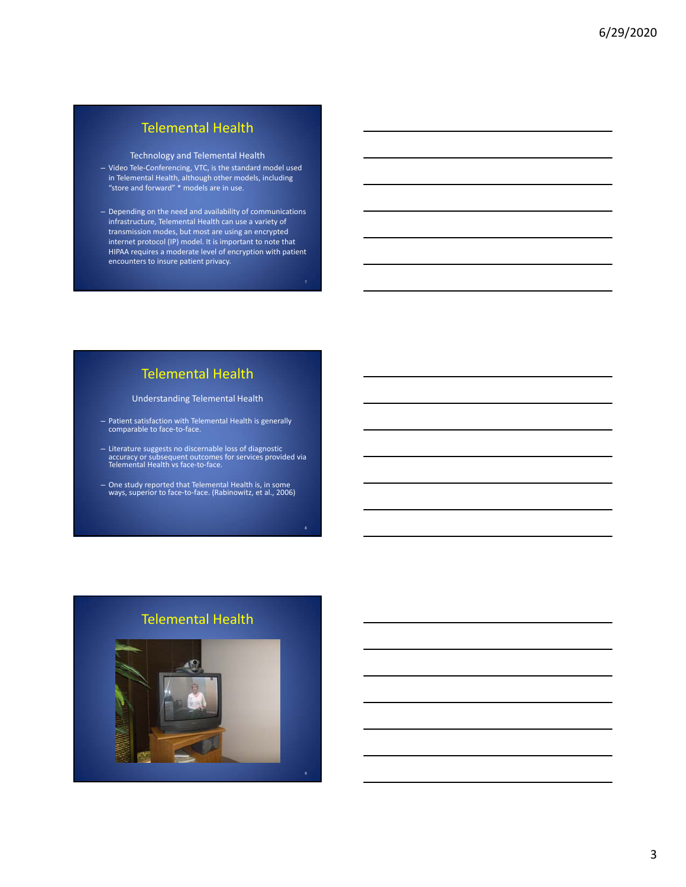## Telemental Health

Technology and Telemental Health

- Video Tele-Conferencing, VTC, is the standard model used in Telemental Health, although other models, including “store and forward” * models are in use.
- Depending on the need and availability of communications infrastructure, Telemental Health can use a variety of transmission modes, but most are using an encrypted internet protocol (IP) model. It is important to note that HIPAA requires a moderate level of encryption with patient encounters to insure patient privacy.

## Telemental Health

Understanding Telemental Health

- Patient satisfaction with Telemental Health is generally comparable to face-to-face.
- Literature suggests no discernable loss of diagnostic accuracy or subsequent outcomes for services provided via Telemental Health vs face-to-face.
- One study reported that Telemental Health is, in some ways, superior to face-to-face. (Rabinowitz, et al., 2006)

## Telemental Health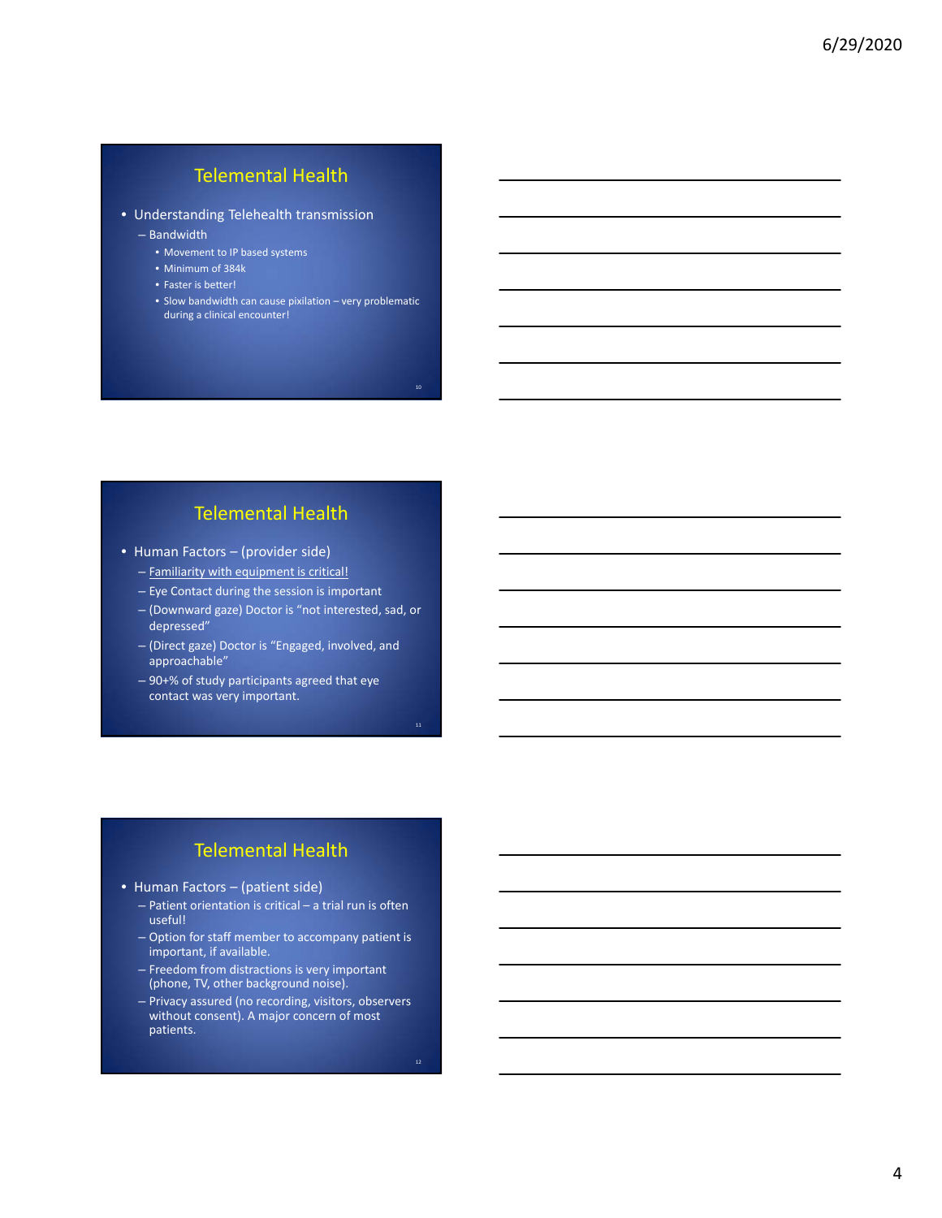## Telemental Health

- Understanding Telehealth transmission
  - Bandwidth
    - Movement to IP based systems
    - Minimum of 384k
    - Faster is better!
    - Slow bandwidth can cause pixilation – very problematic during a clinical encounter!

## Telemental Health

- Human Factors – (provider side)
  - Familiarity with equipment is critical!
  - Eye Contact during the session is important
  - (Downward gaze) Doctor is "not interested, sad, or depressed"
  - (Direct gaze) Doctor is "Engaged, involved, and approachable"
  - 90+% of study participants agreed that eye contact was very important.

## Telemental Health

- Human Factors – (patient side)
  - Patient orientation is critical – a trial run is often useful!
  - Option for staff member to accompany patient is important, if available.
  - Freedom from distractions is very important (phone, TV, other background noise).
  - Privacy assured (no recording, visitors, observers without consent). A major concern of most patients.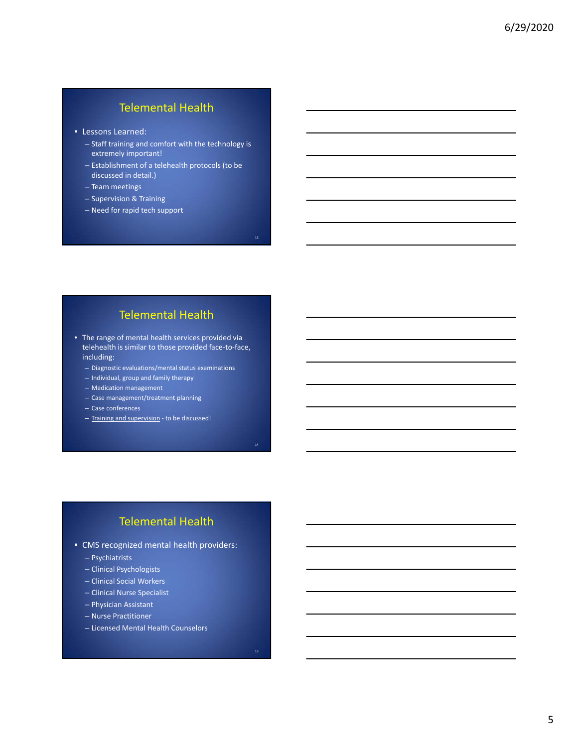## Telemental Health

- Lessons Learned:
  - Staff training and comfort with the technology is extremely important!
  - Establishment of a telehealth protocols (to be discussed in detail.)
  - Team meetings
  - Supervision & Training
  - Need for rapid tech support

## Telemental Health

- The range of mental health services provided via telehealth is similar to those provided face-to-face, including:
  - Diagnostic evaluations/mental status examinations
  - Individual, group and family therapy
  - Medication management
  - Case management/treatment planning
  - Case conferences
  - Training and supervision - to be discussed!

## Telemental Health

- CMS recognized mental health providers:
  - Psychiatrists
  - Clinical Psychologists
  - Clinical Social Workers
  - Clinical Nurse Specialist
  - Physician Assistant
  - Nurse Practitioner
  - Licensed Mental Health Counselors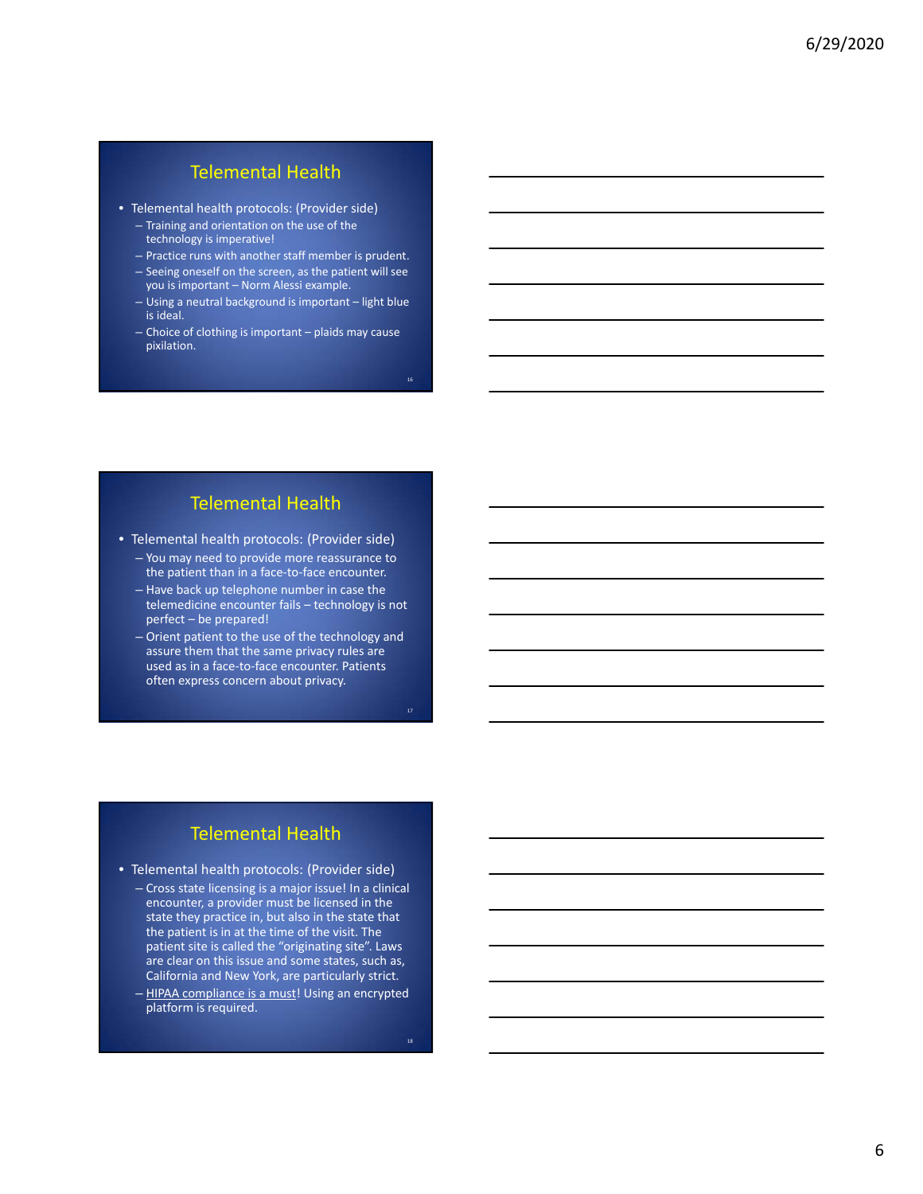## Telemental Health

- Telemental health protocols: (Provider side)
  - Training and orientation on the use of the technology is imperative!
  - Practice runs with another staff member is prudent.
  - Seeing oneself on the screen, as the patient will see you is important – Norm Alessi example.
  - Using a neutral background is important – light blue is ideal.
  - Choice of clothing is important – plaids may cause pixilation.

## Telemental Health

- Telemental health protocols: (Provider side)
  - You may need to provide more reassurance to the patient than in a face-to-face encounter.
  - Have back up telephone number in case the telemedicine encounter fails – technology is not perfect – be prepared!
  - Orient patient to the use of the technology and assure them that the same privacy rules are used as in a face-to-face encounter. Patients often express concern about privacy.

## Telemental Health

- Telemental health protocols: (Provider side)
  - Cross state licensing is a major issue! In a clinical encounter, a provider must be licensed in the state they practice in, but also in the state that the patient is in at the time of the visit. The patient site is called the "originating site". Laws are clear on this issue and some states, such as, California and New York, are particularly strict.
  - HIPAA compliance is a must! Using an encrypted platform is required.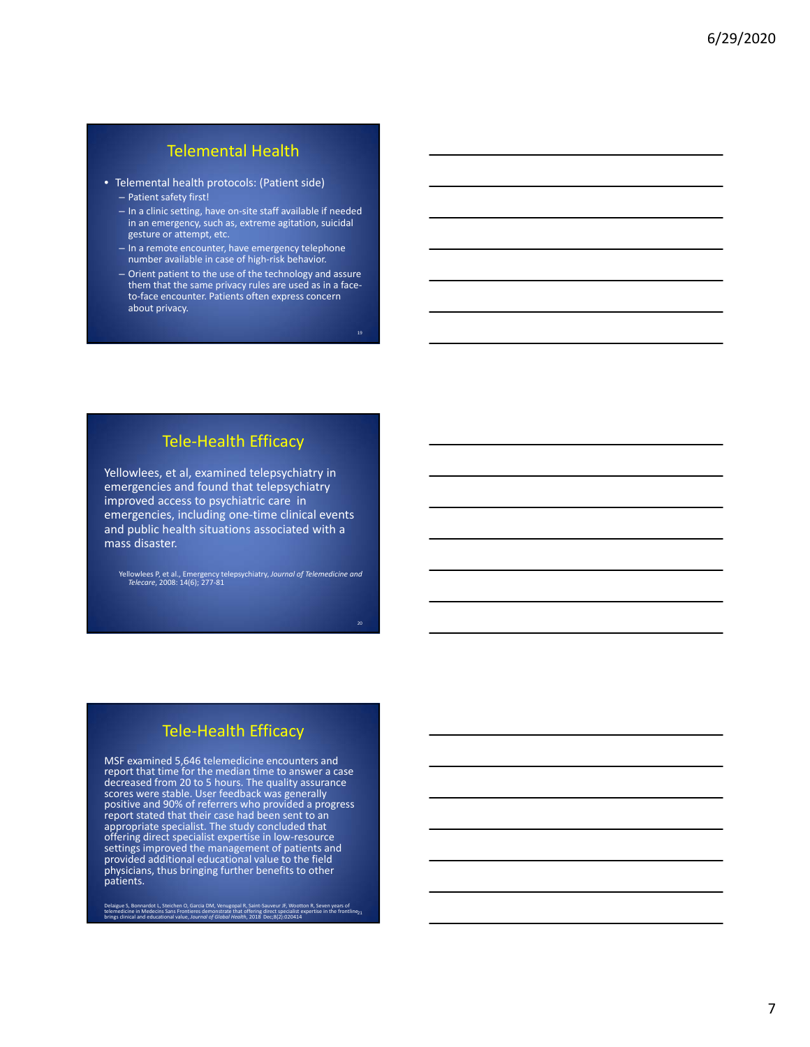## Telemental Health

- Telemental health protocols: (Patient side)
  - Patient safety first!
  - In a clinic setting, have on-site staff available if needed in an emergency, such as, extreme agitation, suicidal gesture or attempt, etc.
  - In a remote encounter, have emergency telephone number available in case of high-risk behavior.
  - Orient patient to the use of the technology and assure them that the same privacy rules are used as in a face-to-face encounter. Patients often express concern about privacy.

## Tele-Health Efficacy

Yellowlees, et al, examined telepsychiatry in emergencies and found that telepsychiatry improved access to psychiatric care in emergencies, including one-time clinical events and public health situations associated with a mass disaster.

Yellowlees P, et al., Emergency telepsychiatry, *Journal of Telemedicine and Telecare*, 2008: 14(6); 277-81

## Tele-Health Efficacy

MSF examined 5,646 telemedicine encounters and report that time for the median time to answer a case decreased from 20 to 5 hours. The quality assurance scores were stable. User feedback was generally positive and 90% of referrers who provided a progress report stated that their case had been sent to an appropriate specialist. The study concluded that offering direct specialist expertise in low-resource settings improved the management of patients and provided additional educational value to the field physicians, thus bringing further benefits to other patients.

Delaigue S, Bonnardot L, Steichen O, Garcia DM, Venugopal R, Saint-Sauveur JF, Wootton R, Seven years of telemedicine in Medecins Sans Frontieres demonstrate that offering direct specialist expertise in the frontline brings clinical and educational value, *Journal of Global Health*, 2018 Dec;8(2):020414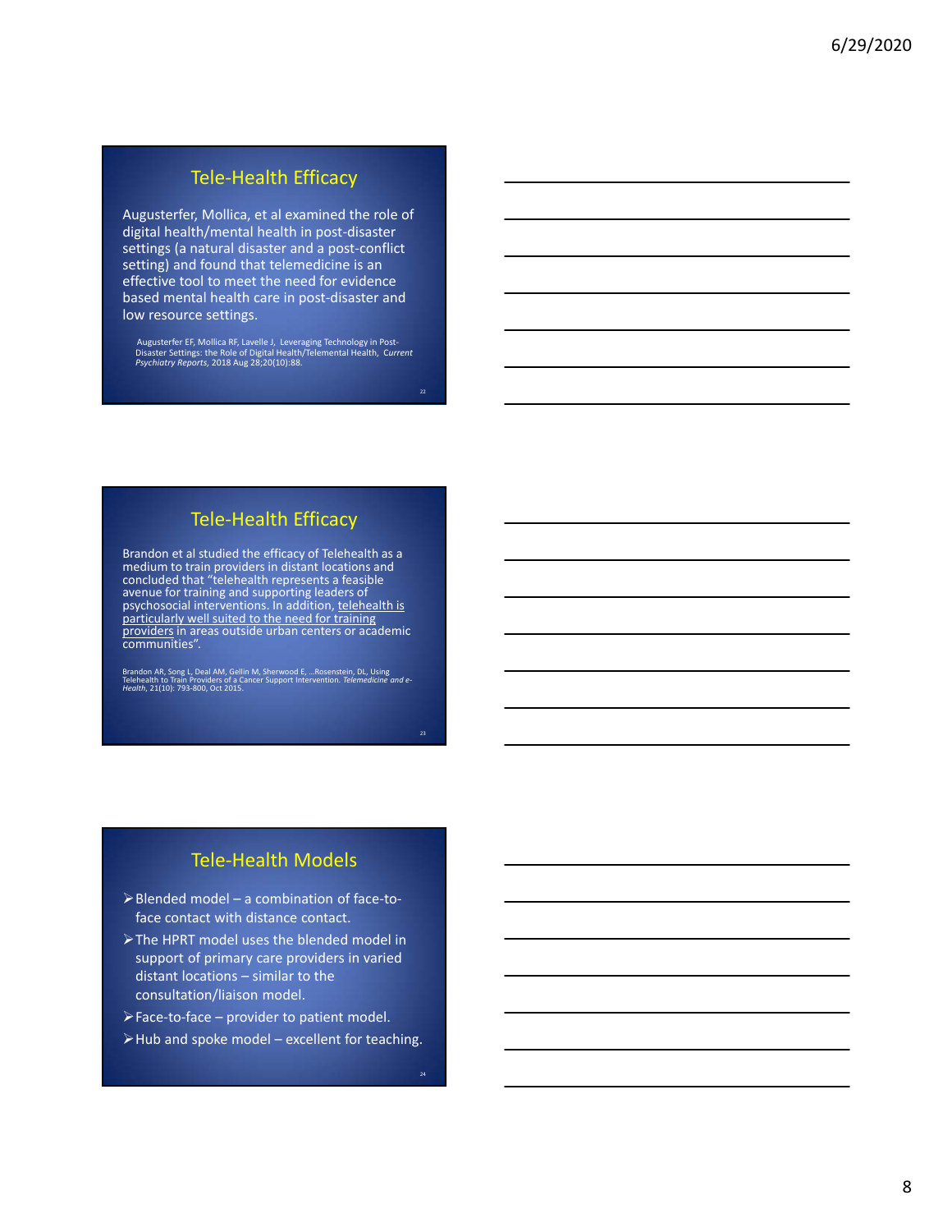## Tele-Health Efficacy

Augusterfer, Mollica, et al examined the role of digital health/mental health in post-disaster settings (a natural disaster and a post-conflict setting) and found that telemedicine is an effective tool to meet the need for evidence based mental health care in post-disaster and low resource settings.

Augusterfer EF, Mollica RF, Lavelle J, Leveraging Technology in Post-Disaster Settings: the Role of Digital Health/Telemental Health, *Current Psychiatry Reports*, 2018 Aug 28;20(10):88.

## Tele-Health Efficacy

Brandon et al studied the efficacy of Telehealth as a medium to train providers in distant locations and concluded that "telehealth represents a feasible avenue for training and supporting leaders of psychosocial interventions. In addition, <u>telehealth is particularly well suited to the need for training providers</u> in areas outside urban centers or academic communities".

Brandon AR, Song L, Deal AM, Gellin M, Sherwood E, …Rosenstein, DL, Using Telehealth to Train Providers of a Cancer Support Intervention. *Telemedicine and e-Health*, 21(10): 793-800, Oct 2015.

## Tele-Health Models

- Blended model – a combination of face-to-face contact with distance contact.
- The HPRT model uses the blended model in support of primary care providers in varied distant locations – similar to the consultation/liaison model.
- Face-to-face – provider to patient model.
- Hub and spoke model – excellent for teaching.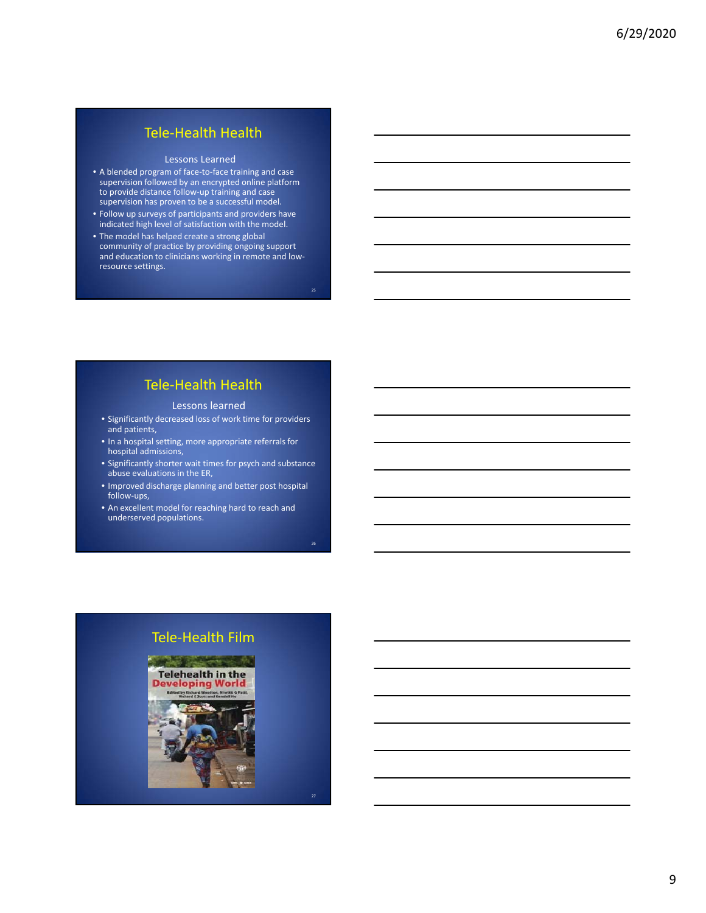## Tele-Health Health

Lessons Learned

- A blended program of face-to-face training and case supervision followed by an encrypted online platform to provide distance follow-up training and case supervision has proven to be a successful model.
- Follow up surveys of participants and providers have indicated high level of satisfaction with the model.
- The model has helped create a strong global community of practice by providing ongoing support and education to clinicians working in remote and low-resource settings.

## Tele-Health Health

Lessons learned

- Significantly decreased loss of work time for providers and patients,
- In a hospital setting, more appropriate referrals for hospital admissions,
- Significantly shorter wait times for psych and substance abuse evaluations in the ER,
- Improved discharge planning and better post hospital follow-ups,
- An excellent model for reaching hard to reach and underserved populations.

## Tele-Health Film

Telehealth in the Developing World

Edited by Richard Wootton, Nivritti G Patil, Richard E Scott and Kendall Ho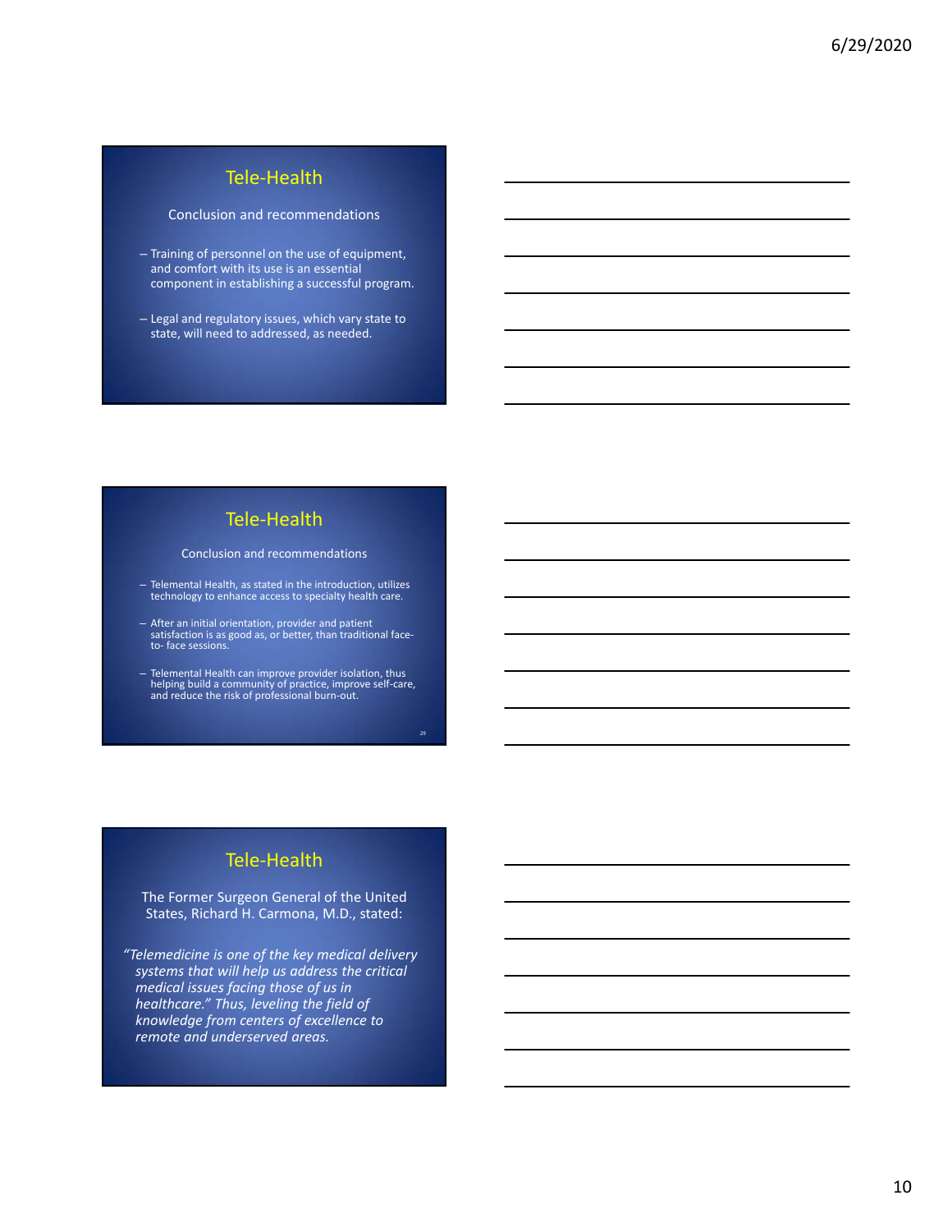## Tele-Health

Conclusion and recommendations

- Training of personnel on the use of equipment, and comfort with its use is an essential component in establishing a successful program.
- Legal and regulatory issues, which vary state to state, will need to addressed, as needed.

## Tele-Health

Conclusion and recommendations

- Telemental Health, as stated in the introduction, utilizes technology to enhance access to specialty health care.
- After an initial orientation, provider and patient satisfaction is as good as, or better, than traditional face-to- face sessions.
- Telemental Health can improve provider isolation, thus helping build a community of practice, improve self-care, and reduce the risk of professional burn-out.

## Tele-Health

The Former Surgeon General of the United States, Richard H. Carmona, M.D., stated:

*"Telemedicine is one of the key medical delivery systems that will help us address the critical medical issues facing those of us in healthcare." Thus, leveling the field of knowledge from centers of excellence to remote and underserved areas.*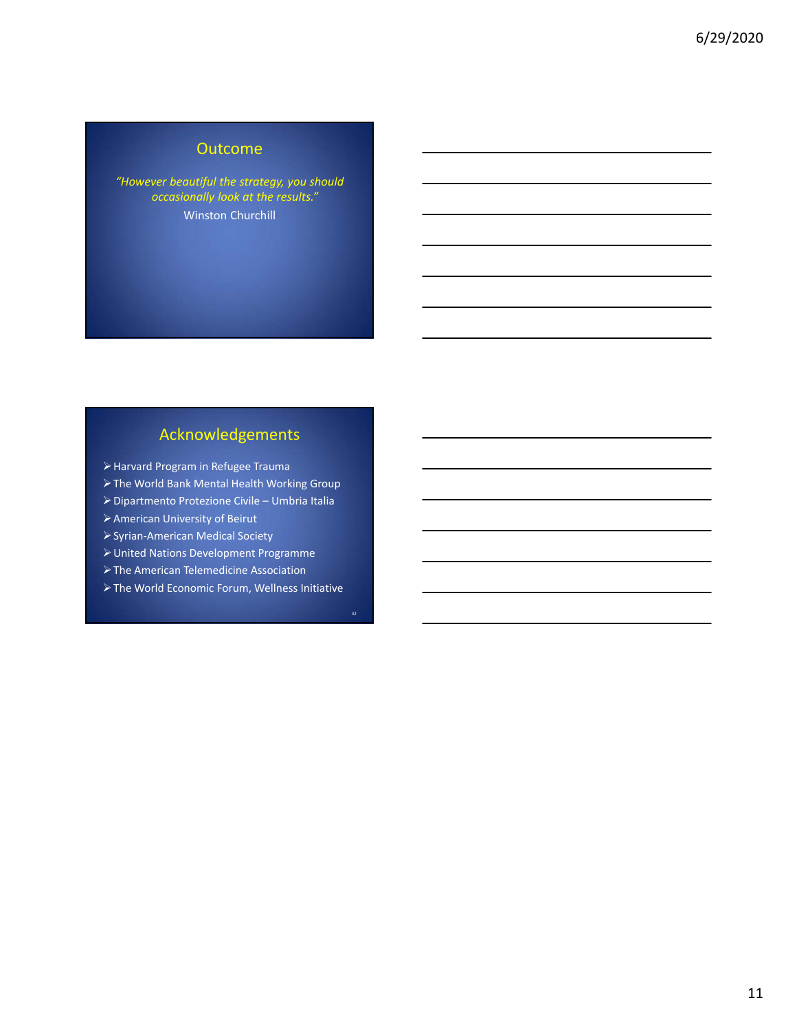## Outcome

*"However beautiful the strategy, you should occasionally look at the results."*

Winston Churchill

## Acknowledgements

- Harvard Program in Refugee Trauma
- The World Bank Mental Health Working Group
- Dipartmento Protezione Civile – Umbria Italia
- American University of Beirut
- Syrian-American Medical Society
- United Nations Development Programme
- The American Telemedicine Association
- The World Economic Forum, Wellness Initiative